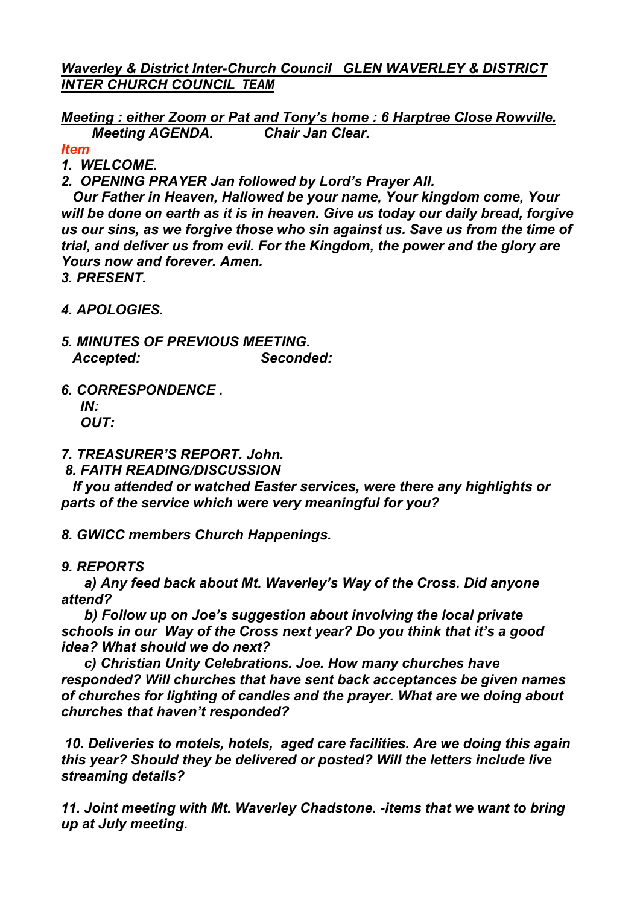***Waverley & District Inter-Church Council   GLEN WAVERLEY & DISTRICT INTER CHURCH COUNCIL  TEAM***

***Meeting : either Zoom or Pat and Tony's home : 6 Harptree Close Rowville.***
***Meeting AGENDA.          Chair Jan Clear.***

***Item***

***1. WELCOME.***

***2. OPENING PRAYER Jan followed by Lord's Prayer All.***
***Our Father in Heaven, Hallowed be your name, Your kingdom come, Your will be done on earth as it is in heaven. Give us today our daily bread, forgive us our sins, as we forgive those who sin against us. Save us from the time of trial, and deliver us from evil. For the Kingdom, the power and the glory are Yours now and forever. Amen.***

***3. PRESENT.***

***4. APOLOGIES.***

***5. MINUTES OF PREVIOUS MEETING.***
***Accepted:                    Seconded:***

***6. CORRESPONDENCE .***
***IN:***
***OUT:***

***7. TREASURER'S REPORT. John.***

***8. FAITH READING/DISCUSSION***
***If you attended or watched Easter services, were there any highlights or parts of the service which were very meaningful for you?***

***8. GWICC members Church Happenings.***

***9. REPORTS***
***a) Any feed back about Mt. Waverley's Way of the Cross. Did anyone attend?***
***b) Follow up on Joe's suggestion about involving the local private schools in our  Way of the Cross next year? Do you think that it's a good idea? What should we do next?***
***c) Christian Unity Celebrations. Joe. How many churches have responded? Will churches that have sent back acceptances be given names of churches for lighting of candles and the prayer. What are we doing about churches that haven't responded?***

***10. Deliveries to motels, hotels,  aged care facilities. Are we doing this again this year? Should they be delivered or posted? Will the letters include live streaming details?***

***11. Joint meeting with Mt. Waverley Chadstone. -items that we want to bring up at July meeting.***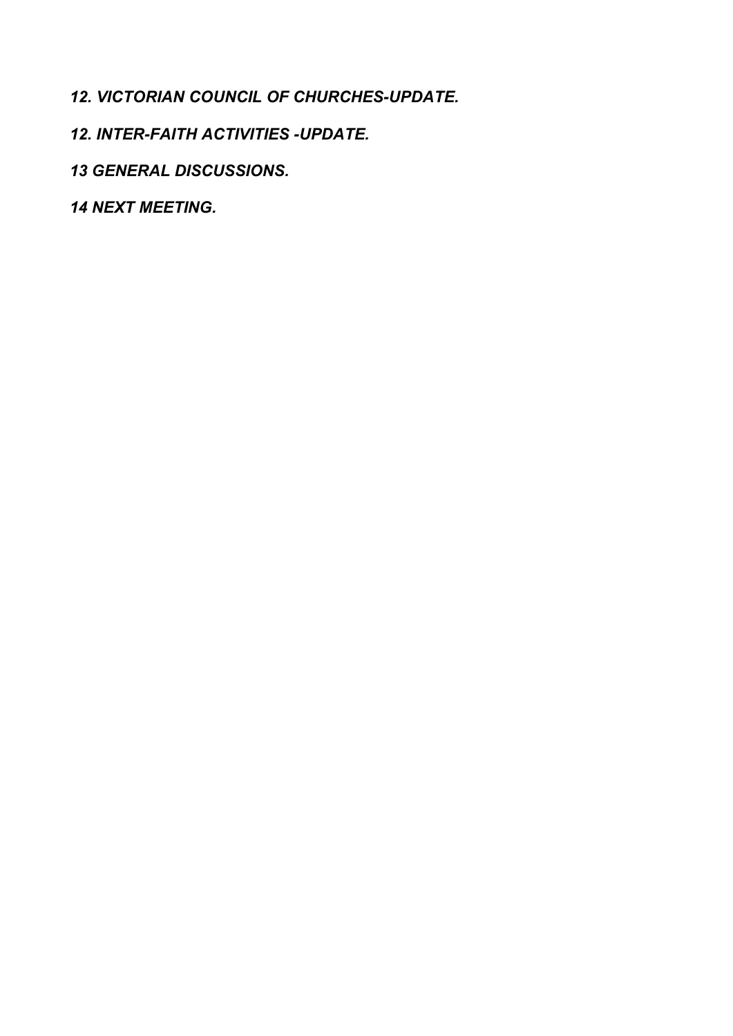***12. VICTORIAN COUNCIL OF CHURCHES-UPDATE.***

***12. INTER-FAITH ACTIVITIES -UPDATE.***

***13 GENERAL DISCUSSIONS.***

***14 NEXT MEETING.***